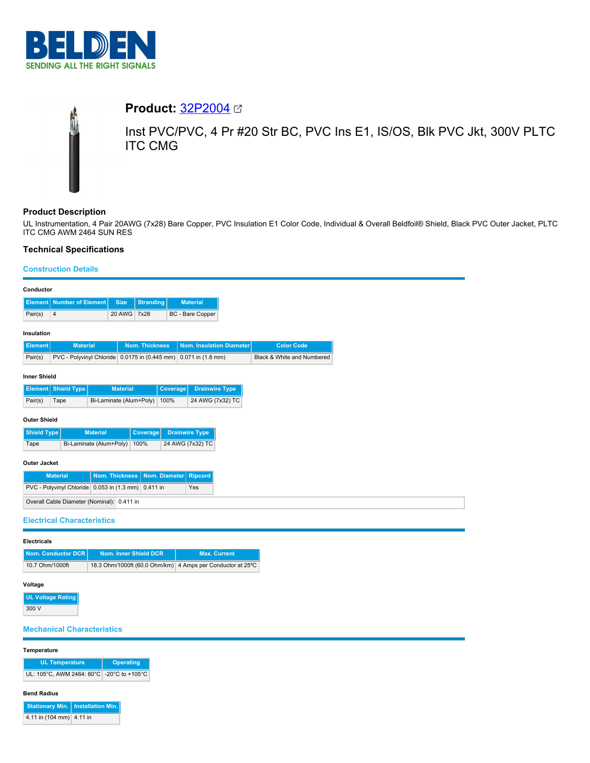# Product: 32P2004

Inst PVC/PVC, 4 Pr #20 Str BC, PVC Ins E1, IS/OS, Blk PVC Jkt, 300V PLTC ITC CMG

## Product Description

UL Instrumentation, 4 Pair 20AWG (7x28) Bare Copper, PVC Insulation E1 Color Code, Individual & Overall Beldfoil® Shield, Black PVC Outer Jacket, PLTC ITC CMG AWM 2464 SUN RES

## Technical Specifications

### Construction Details

**Conductor**

| Element | Number of Element | Size | Stranding | Material |
|---|---|---|---|---|
| Pair(s) | 4 | 20 AWG | 7x28 | BC - Bare Copper |

**Insulation**

| Element | Material | Nom. Thickness | Nom. Insulation Diameter | Color Code |
|---|---|---|---|---|
| Pair(s) | PVC - Polyvinyl Chloride | 0.0175 in (0.445 mm) | 0.071 in (1.8 mm) | Black & White and Numbered |

**Inner Shield**

| Element | Shield Type | Material | Coverage | Drainwire Type |
|---|---|---|---|---|
| Pair(s) | Tape | Bi-Laminate (Alum+Poly) | 100% | 24 AWG (7x32) TC |

**Outer Shield**

| Shield Type | Material | Coverage | Drainwire Type |
|---|---|---|---|
| Tape | Bi-Laminate (Alum+Poly) | 100% | 24 AWG (7x32) TC |

**Outer Jacket**

| Material | Nom. Thickness | Nom. Diameter | Ripcord |
|---|---|---|---|
| PVC - Polyvinyl Chloride | 0.053 in (1.3 mm) | 0.411 in | Yes |

Overall Cable Diameter (Nominal): 0.411 in

### Electrical Characteristics

**Electricals**

| Nom. Conductor DCR | Nom. Inner Shield DCR | Max. Current |
|---|---|---|
| 10.7 Ohm/1000ft | 18.3 Ohm/1000ft (60.0 Ohm/km) | 4 Amps per Conductor at 25ºC |

**Voltage**

| UL Voltage Rating |
|---|
| 300 V |

### Mechanical Characteristics

**Temperature**

| UL Temperature | Operating |
|---|---|
| UL: 105°C, AWM 2464: 80°C | -20°C to +105°C |

**Bend Radius**

| Stationary Min. | Installation Min. |
|---|---|
| 4.11 in (104 mm) | 4.11 in |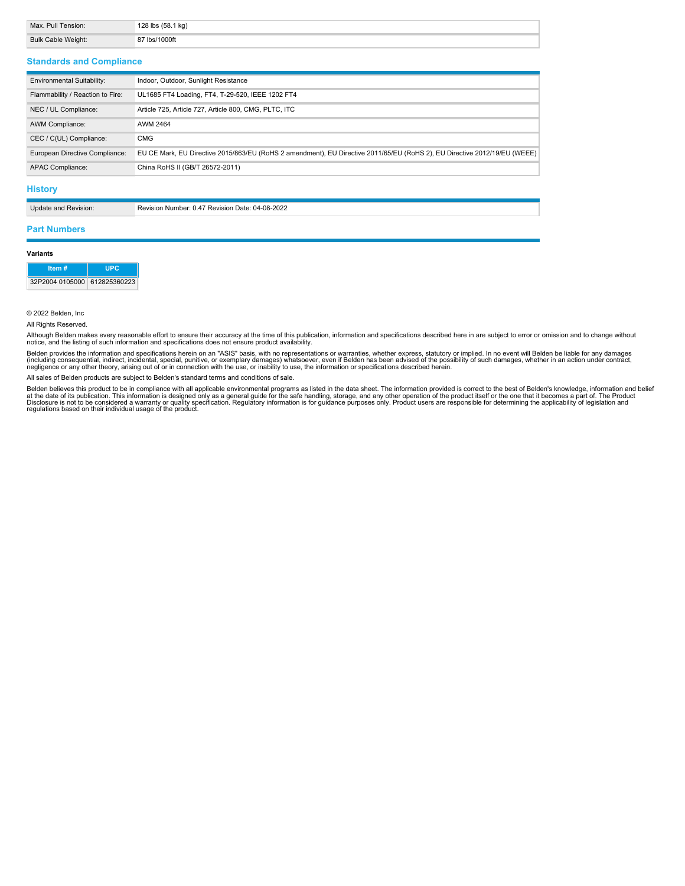| | |
|---|---|
| Max. Pull Tension: | 128 lbs (58.1 kg) |
| Bulk Cable Weight: | 87 lbs/1000ft |

## Standards and Compliance

| | |
|---|---|
| Environmental Suitability: | Indoor, Outdoor, Sunlight Resistance |
| Flammability / Reaction to Fire: | UL1685 FT4 Loading, FT4, T-29-520, IEEE 1202 FT4 |
| NEC / UL Compliance: | Article 725, Article 727, Article 800, CMG, PLTC, ITC |
| AWM Compliance: | AWM 2464 |
| CEC / C(UL) Compliance: | CMG |
| European Directive Compliance: | EU CE Mark, EU Directive 2015/863/EU (RoHS 2 amendment), EU Directive 2011/65/EU (RoHS 2), EU Directive 2012/19/EU (WEEE) |
| APAC Compliance: | China RoHS II (GB/T 26572-2011) |

## History

| | |
|---|---|
| Update and Revision: | Revision Number: 0.47 Revision Date: 04-08-2022 |

## Part Numbers

**Variants**

| Item # | UPC |
|---|---|
| 32P2004 0105000 | 612825360223 |

© 2022 Belden, Inc

All Rights Reserved.

Although Belden makes every reasonable effort to ensure their accuracy at the time of this publication, information and specifications described here in are subject to error or omission and to change without notice, and the listing of such information and specifications does not ensure product availability.

Belden provides the information and specifications herein on an "ASIS" basis, with no representations or warranties, whether express, statutory or implied. In no event will Belden be liable for any damages (including consequential, indirect, incidental, special, punitive, or exemplary damages) whatsoever, even if Belden has been advised of the possibility of such damages, whether in an action under contract, negligence or any other theory, arising out of or in connection with the use, or inability to use, the information or specifications described herein.

All sales of Belden products are subject to Belden's standard terms and conditions of sale.

Belden believes this product to be in compliance with all applicable environmental programs as listed in the data sheet. The information provided is correct to the best of Belden's knowledge, information and belief at the date of its publication. This information is designed only as a general guide for the safe handling, storage, and any other operation of the product itself or the one that it becomes a part of. The Product Disclosure is not to be considered a warranty or quality specification. Regulatory information is for guidance purposes only. Product users are responsible for determining the applicability of legislation and regulations based on their individual usage of the product.